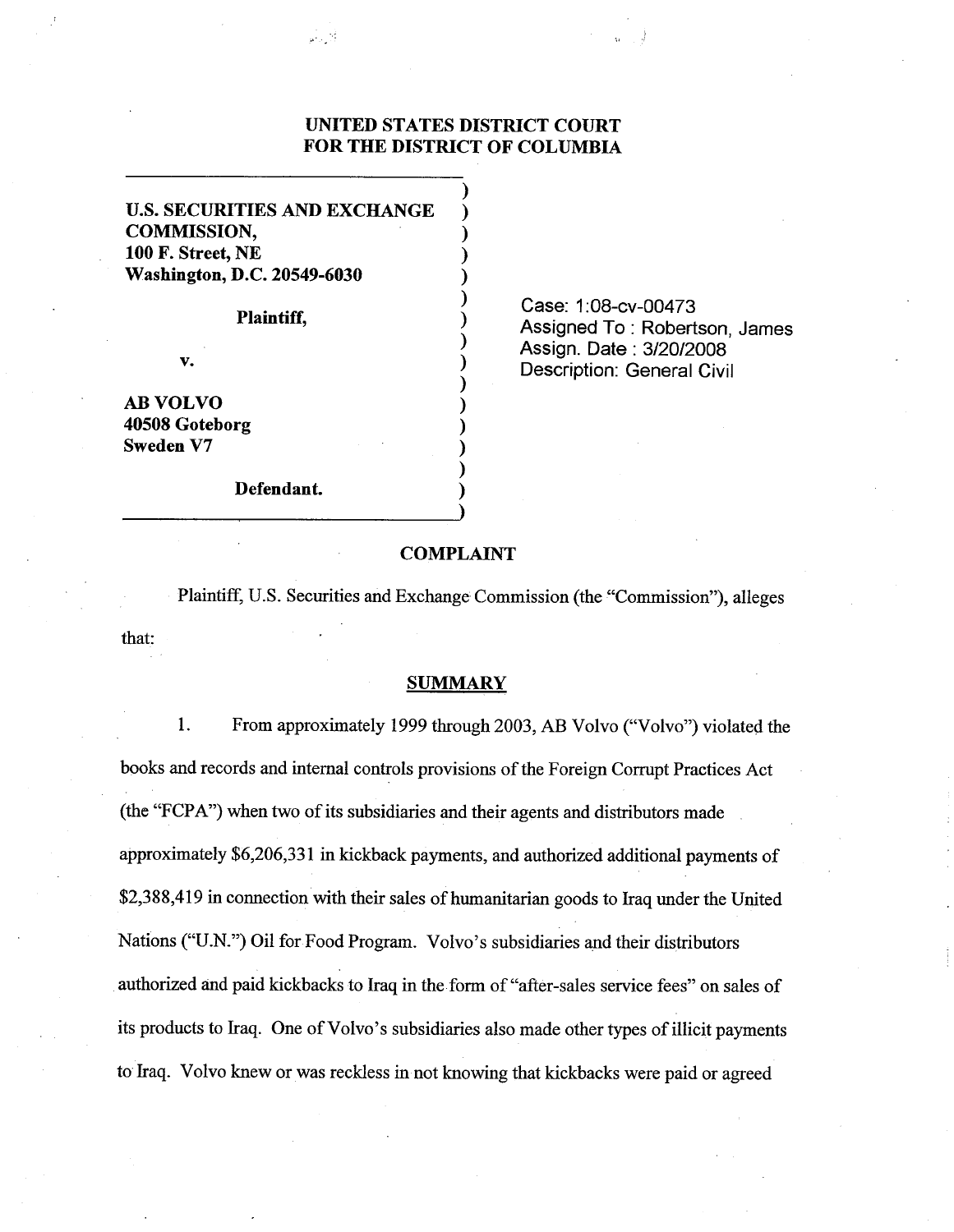**UNITED STATES DISTRICT COURT**
**FOR THE DISTRICT OF COLUMBIA**

**U.S. SECURITIES AND EXCHANGE COMMISSION,**
**100 F. Street, NE**
**Washington, D.C. 20549-6030**

**Plaintiff,**

**v.**

**AB VOLVO**
**40508 Goteborg**
**Sweden V7**

**Defendant.**

Case: 1:08-cv-00473
Assigned To : Robertson, James
Assign. Date : 3/20/2008
Description: General Civil

## COMPLAINT

Plaintiff, U.S. Securities and Exchange Commission (the "Commission"), alleges that:

## SUMMARY

1. From approximately 1999 through 2003, AB Volvo ("Volvo") violated the books and records and internal controls provisions of the Foreign Corrupt Practices Act (the "FCPA") when two of its subsidiaries and their agents and distributors made approximately $6,206,331 in kickback payments, and authorized additional payments of $2,388,419 in connection with their sales of humanitarian goods to Iraq under the United Nations ("U.N.") Oil for Food Program. Volvo's subsidiaries and their distributors authorized and paid kickbacks to Iraq in the form of "after-sales service fees" on sales of its products to Iraq. One of Volvo's subsidiaries also made other types of illicit payments to Iraq. Volvo knew or was reckless in not knowing that kickbacks were paid or agreed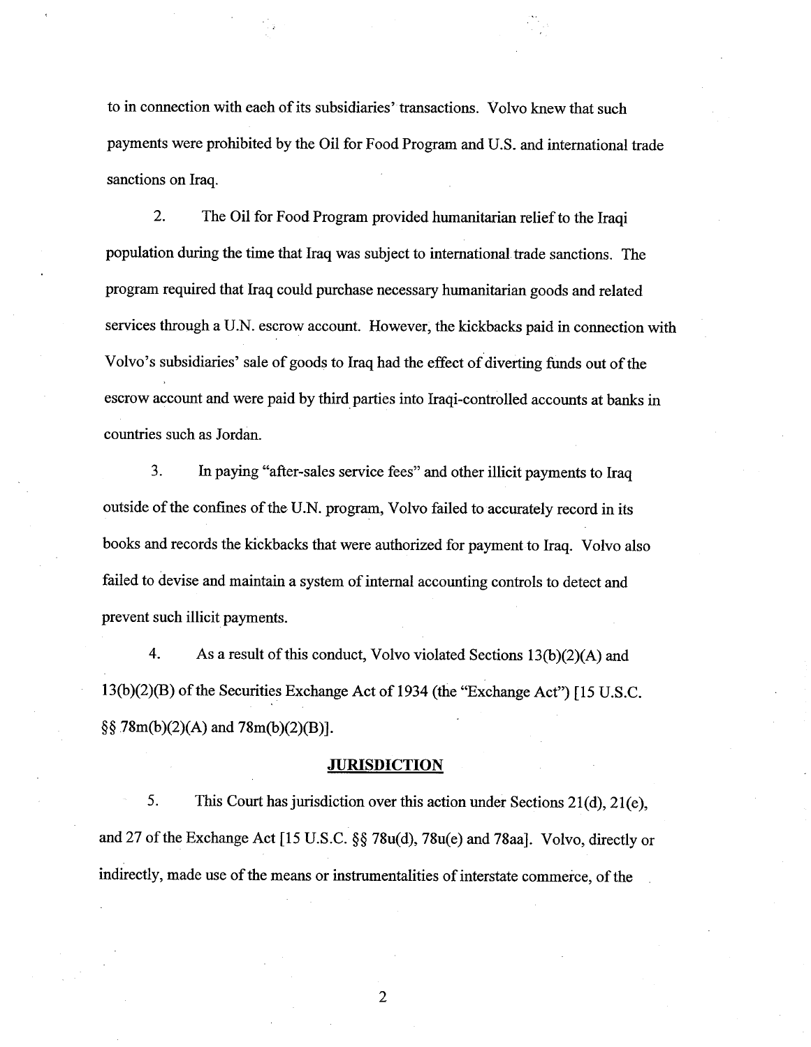to in connection with each of its subsidiaries' transactions. Volvo knew that such payments were prohibited by the Oil for Food Program and U.S. and international trade sanctions on Iraq.

2. The Oil for Food Program provided humanitarian relief to the Iraqi population during the time that Iraq was subject to international trade sanctions. The program required that Iraq could purchase necessary humanitarian goods and related services through a U.N. escrow account. However, the kickbacks paid in connection with Volvo's subsidiaries' sale of goods to Iraq had the effect of diverting funds out of the escrow account and were paid by third parties into Iraqi-controlled accounts at banks in countries such as Jordan.

3. In paying "after-sales service fees" and other illicit payments to Iraq outside of the confines of the U.N. program, Volvo failed to accurately record in its books and records the kickbacks that were authorized for payment to Iraq. Volvo also failed to devise and maintain a system of internal accounting controls to detect and prevent such illicit payments.

4. As a result of this conduct, Volvo violated Sections 13(b)(2)(A) and 13(b)(2)(B) of the Securities Exchange Act of 1934 (the "Exchange Act") [15 U.S.C. §§ 78m(b)(2)(A) and 78m(b)(2)(B)].

## JURISDICTION

5. This Court has jurisdiction over this action under Sections 21(d), 21(e), and 27 of the Exchange Act [15 U.S.C. §§ 78u(d), 78u(e) and 78aa]. Volvo, directly or indirectly, made use of the means or instrumentalities of interstate commerce, of the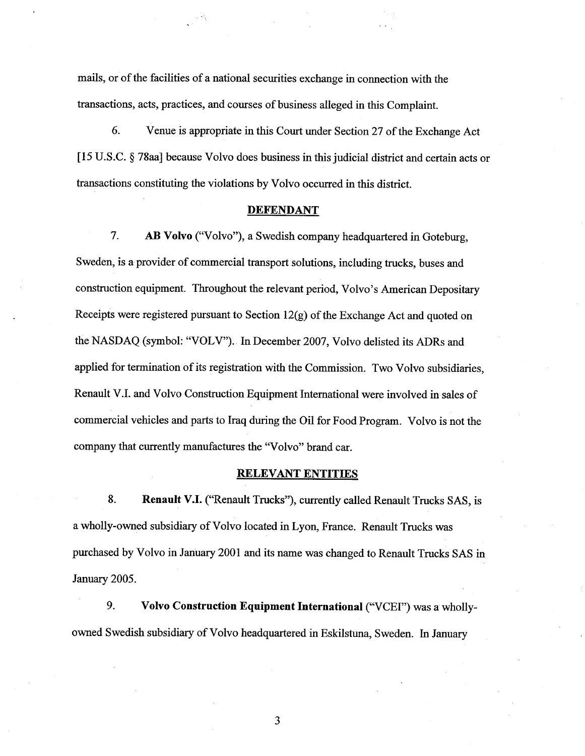mails, or of the facilities of a national securities exchange in connection with the transactions, acts, practices, and courses of business alleged in this Complaint.

6. Venue is appropriate in this Court under Section 27 of the Exchange Act [15 U.S.C. § 78aa] because Volvo does business in this judicial district and certain acts or transactions constituting the violations by Volvo occurred in this district.

## DEFENDANT

7. **AB Volvo** ("Volvo"), a Swedish company headquartered in Goteburg, Sweden, is a provider of commercial transport solutions, including trucks, buses and construction equipment. Throughout the relevant period, Volvo's American Depositary Receipts were registered pursuant to Section 12(g) of the Exchange Act and quoted on the NASDAQ (symbol: "VOLV"). In December 2007, Volvo delisted its ADRs and applied for termination of its registration with the Commission. Two Volvo subsidiaries, Renault V.I. and Volvo Construction Equipment International were involved in sales of commercial vehicles and parts to Iraq during the Oil for Food Program. Volvo is not the company that currently manufactures the "Volvo" brand car.

## RELEVANT ENTITIES

8. **Renault V.I.** ("Renault Trucks"), currently called Renault Trucks SAS, is a wholly-owned subsidiary of Volvo located in Lyon, France. Renault Trucks was purchased by Volvo in January 2001 and its name was changed to Renault Trucks SAS in January 2005.

9. **Volvo Construction Equipment International** ("VCEI") was a wholly-owned Swedish subsidiary of Volvo headquartered in Eskilstuna, Sweden. In January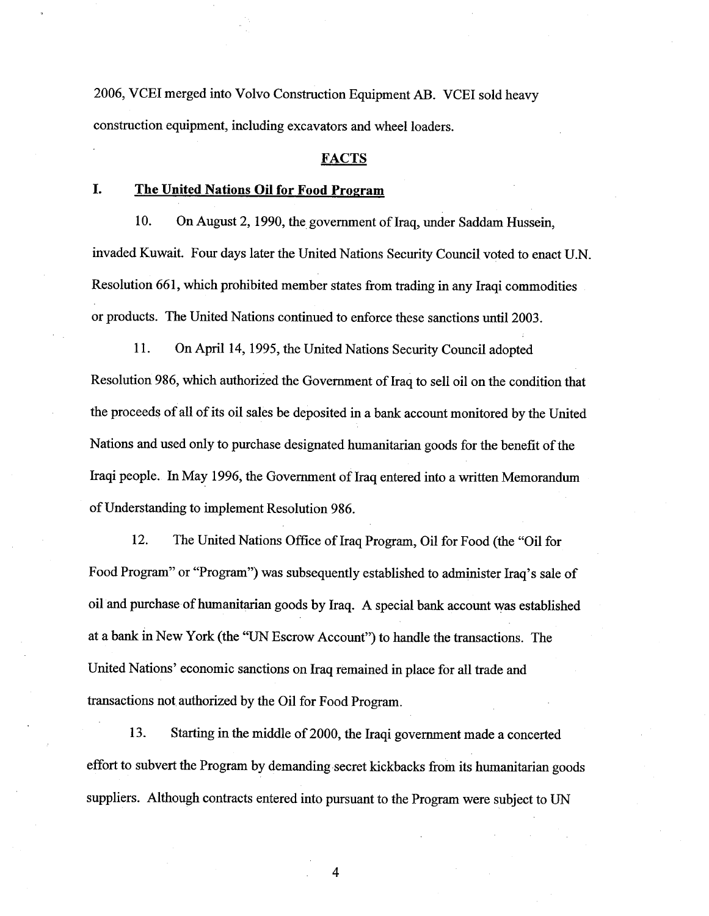2006, VCEI merged into Volvo Construction Equipment AB. VCEI sold heavy construction equipment, including excavators and wheel loaders.

## FACTS

### I. The United Nations Oil for Food Program

10. On August 2, 1990, the government of Iraq, under Saddam Hussein, invaded Kuwait. Four days later the United Nations Security Council voted to enact U.N. Resolution 661, which prohibited member states from trading in any Iraqi commodities or products. The United Nations continued to enforce these sanctions until 2003.

11. On April 14, 1995, the United Nations Security Council adopted Resolution 986, which authorized the Government of Iraq to sell oil on the condition that the proceeds of all of its oil sales be deposited in a bank account monitored by the United Nations and used only to purchase designated humanitarian goods for the benefit of the Iraqi people. In May 1996, the Government of Iraq entered into a written Memorandum of Understanding to implement Resolution 986.

12. The United Nations Office of Iraq Program, Oil for Food (the "Oil for Food Program" or "Program") was subsequently established to administer Iraq's sale of oil and purchase of humanitarian goods by Iraq. A special bank account was established at a bank in New York (the "UN Escrow Account") to handle the transactions. The United Nations' economic sanctions on Iraq remained in place for all trade and transactions not authorized by the Oil for Food Program.

13. Starting in the middle of 2000, the Iraqi government made a concerted effort to subvert the Program by demanding secret kickbacks from its humanitarian goods suppliers. Although contracts entered into pursuant to the Program were subject to UN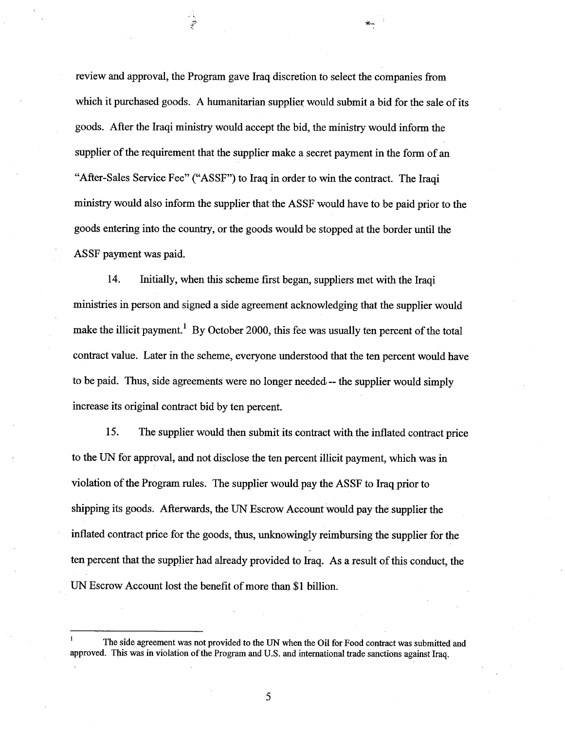review and approval, the Program gave Iraq discretion to select the companies from which it purchased goods. A humanitarian supplier would submit a bid for the sale of its goods. After the Iraqi ministry would accept the bid, the ministry would inform the supplier of the requirement that the supplier make a secret payment in the form of an "After-Sales Service Fee" ("ASSF") to Iraq in order to win the contract. The Iraqi ministry would also inform the supplier that the ASSF would have to be paid prior to the goods entering into the country, or the goods would be stopped at the border until the ASSF payment was paid.

14. Initially, when this scheme first began, suppliers met with the Iraqi ministries in person and signed a side agreement acknowledging that the supplier would make the illicit payment.[1] By October 2000, this fee was usually ten percent of the total contract value. Later in the scheme, everyone understood that the ten percent would have to be paid. Thus, side agreements were no longer needed -- the supplier would simply increase its original contract bid by ten percent.

15. The supplier would then submit its contract with the inflated contract price to the UN for approval, and not disclose the ten percent illicit payment, which was in violation of the Program rules. The supplier would pay the ASSF to Iraq prior to shipping its goods. Afterwards, the UN Escrow Account would pay the supplier the inflated contract price for the goods, thus, unknowingly reimbursing the supplier for the ten percent that the supplier had already provided to Iraq. As a result of this conduct, the UN Escrow Account lost the benefit of more than $1 billion.

---

[1] The side agreement was not provided to the UN when the Oil for Food contract was submitted and approved. This was in violation of the Program and U.S. and international trade sanctions against Iraq.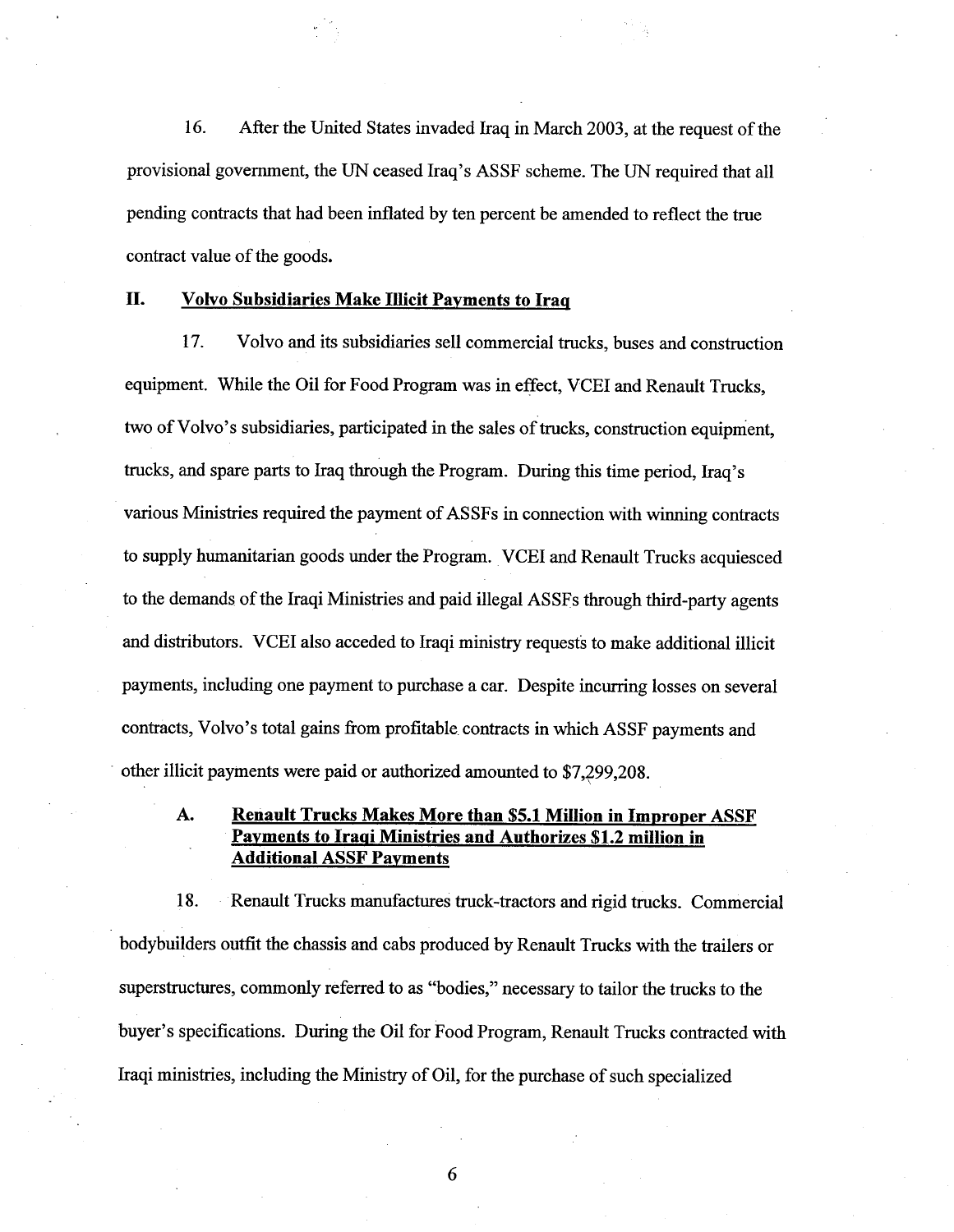16. After the United States invaded Iraq in March 2003, at the request of the provisional government, the UN ceased Iraq's ASSF scheme. The UN required that all pending contracts that had been inflated by ten percent be amended to reflect the true contract value of the goods.

## II. Volvo Subsidiaries Make Illicit Payments to Iraq

17. Volvo and its subsidiaries sell commercial trucks, buses and construction equipment. While the Oil for Food Program was in effect, VCEI and Renault Trucks, two of Volvo's subsidiaries, participated in the sales of trucks, construction equipment, trucks, and spare parts to Iraq through the Program. During this time period, Iraq's various Ministries required the payment of ASSFs in connection with winning contracts to supply humanitarian goods under the Program. VCEI and Renault Trucks acquiesced to the demands of the Iraqi Ministries and paid illegal ASSFs through third-party agents and distributors. VCEI also acceded to Iraqi ministry requests to make additional illicit payments, including one payment to purchase a car. Despite incurring losses on several contracts, Volvo's total gains from profitable contracts in which ASSF payments and other illicit payments were paid or authorized amounted to $7,299,208.

### A. Renault Trucks Makes More than $5.1 Million in Improper ASSF Payments to Iraqi Ministries and Authorizes $1.2 million in Additional ASSF Payments

18. Renault Trucks manufactures truck-tractors and rigid trucks. Commercial bodybuilders outfit the chassis and cabs produced by Renault Trucks with the trailers or superstructures, commonly referred to as "bodies," necessary to tailor the trucks to the buyer's specifications. During the Oil for Food Program, Renault Trucks contracted with Iraqi ministries, including the Ministry of Oil, for the purchase of such specialized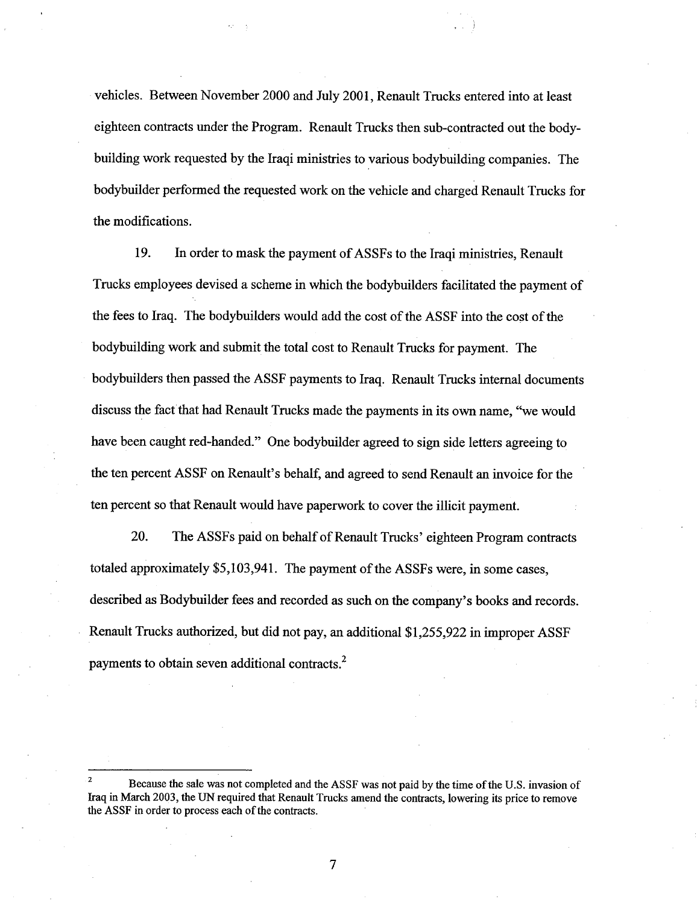vehicles. Between November 2000 and July 2001, Renault Trucks entered into at least eighteen contracts under the Program. Renault Trucks then sub-contracted out the body-building work requested by the Iraqi ministries to various bodybuilding companies. The bodybuilder performed the requested work on the vehicle and charged Renault Trucks for the modifications.

19. In order to mask the payment of ASSFs to the Iraqi ministries, Renault Trucks employees devised a scheme in which the bodybuilders facilitated the payment of the fees to Iraq. The bodybuilders would add the cost of the ASSF into the cost of the bodybuilding work and submit the total cost to Renault Trucks for payment. The bodybuilders then passed the ASSF payments to Iraq. Renault Trucks internal documents discuss the fact that had Renault Trucks made the payments in its own name, "we would have been caught red-handed." One bodybuilder agreed to sign side letters agreeing to the ten percent ASSF on Renault's behalf, and agreed to send Renault an invoice for the ten percent so that Renault would have paperwork to cover the illicit payment.

20. The ASSFs paid on behalf of Renault Trucks' eighteen Program contracts totaled approximately $5,103,941. The payment of the ASSFs were, in some cases, described as Bodybuilder fees and recorded as such on the company's books and records. Renault Trucks authorized, but did not pay, an additional $1,255,922 in improper ASSF payments to obtain seven additional contracts.[2]

---

[2] Because the sale was not completed and the ASSF was not paid by the time of the U.S. invasion of Iraq in March 2003, the UN required that Renault Trucks amend the contracts, lowering its price to remove the ASSF in order to process each of the contracts.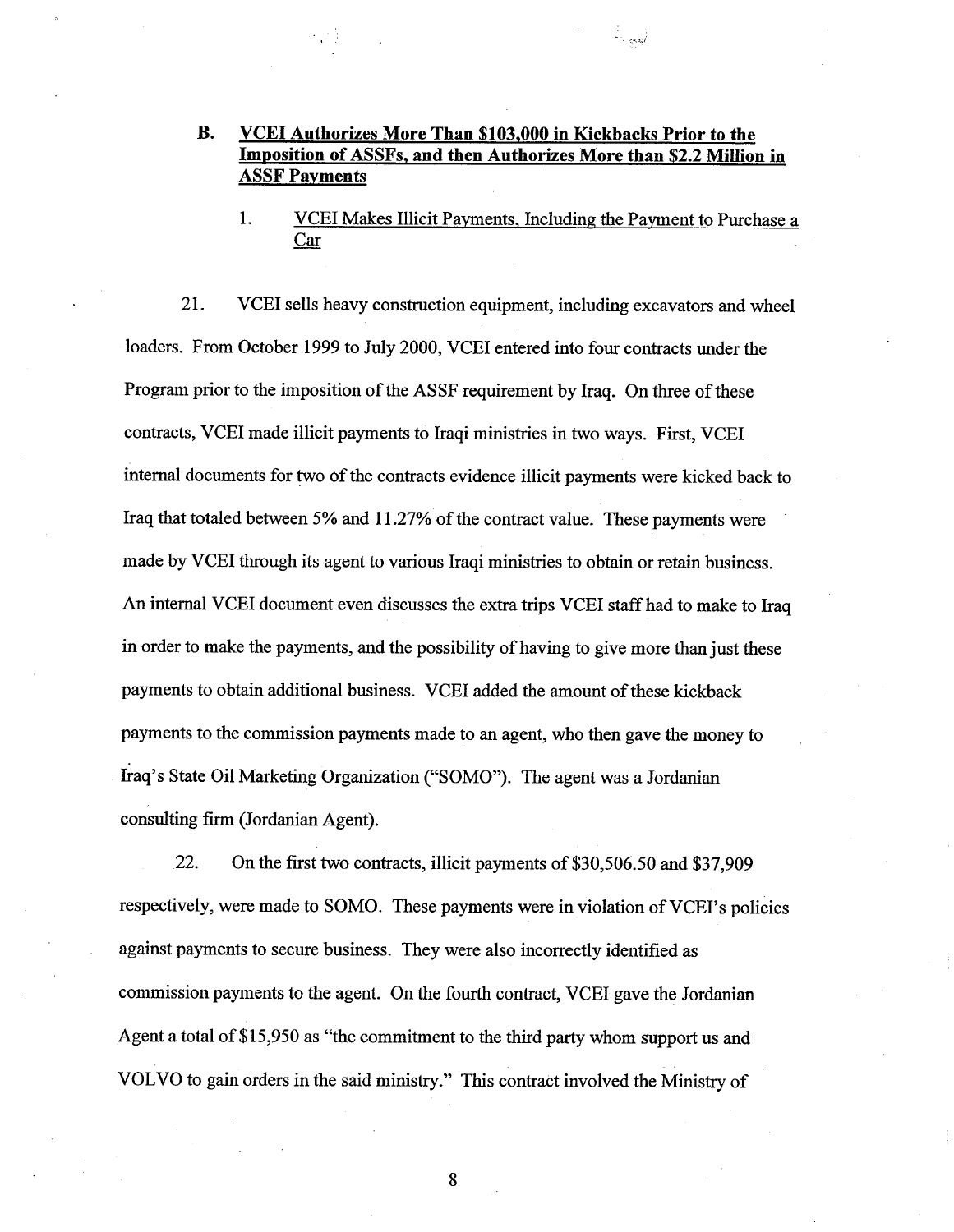## B. VCEI Authorizes More Than $103,000 in Kickbacks Prior to the Imposition of ASSFs, and then Authorizes More than $2.2 Million in ASSF Payments

### 1. VCEI Makes Illicit Payments, Including the Payment to Purchase a Car

21. VCEI sells heavy construction equipment, including excavators and wheel loaders. From October 1999 to July 2000, VCEI entered into four contracts under the Program prior to the imposition of the ASSF requirement by Iraq. On three of these contracts, VCEI made illicit payments to Iraqi ministries in two ways. First, VCEI internal documents for two of the contracts evidence illicit payments were kicked back to Iraq that totaled between 5% and 11.27% of the contract value. These payments were made by VCEI through its agent to various Iraqi ministries to obtain or retain business. An internal VCEI document even discusses the extra trips VCEI staff had to make to Iraq in order to make the payments, and the possibility of having to give more than just these payments to obtain additional business. VCEI added the amount of these kickback payments to the commission payments made to an agent, who then gave the money to Iraq's State Oil Marketing Organization ("SOMO"). The agent was a Jordanian consulting firm (Jordanian Agent).

22. On the first two contracts, illicit payments of $30,506.50 and $37,909 respectively, were made to SOMO. These payments were in violation of VCEI's policies against payments to secure business. They were also incorrectly identified as commission payments to the agent. On the fourth contract, VCEI gave the Jordanian Agent a total of $15,950 as "the commitment to the third party whom support us and VOLVO to gain orders in the said ministry." This contract involved the Ministry of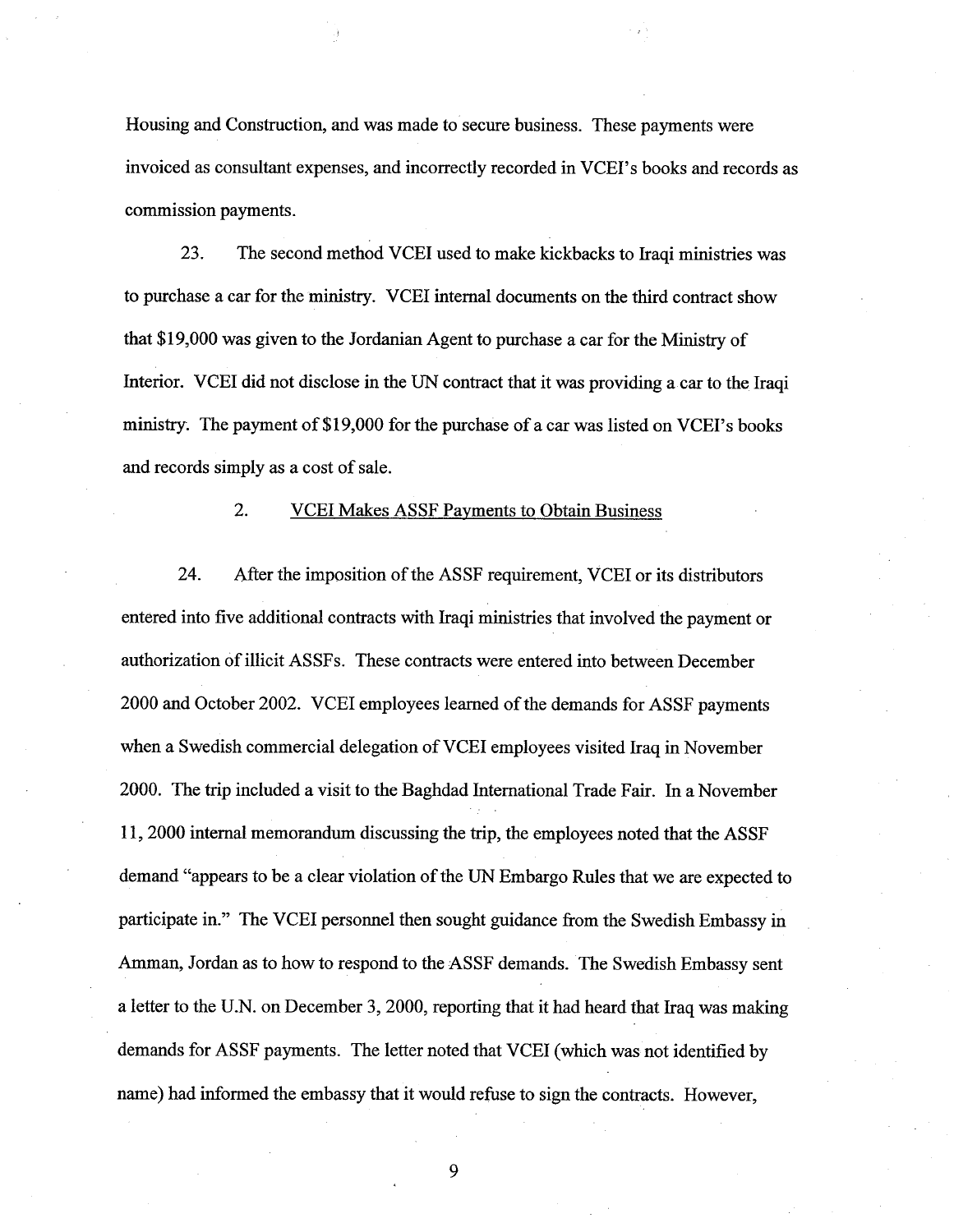Housing and Construction, and was made to secure business. These payments were invoiced as consultant expenses, and incorrectly recorded in VCEI's books and records as commission payments.

23. The second method VCEI used to make kickbacks to Iraqi ministries was to purchase a car for the ministry. VCEI internal documents on the third contract show that $19,000 was given to the Jordanian Agent to purchase a car for the Ministry of Interior. VCEI did not disclose in the UN contract that it was providing a car to the Iraqi ministry. The payment of $19,000 for the purchase of a car was listed on VCEI's books and records simply as a cost of sale.

### 2. VCEI Makes ASSF Payments to Obtain Business

24. After the imposition of the ASSF requirement, VCEI or its distributors entered into five additional contracts with Iraqi ministries that involved the payment or authorization of illicit ASSFs. These contracts were entered into between December 2000 and October 2002. VCEI employees learned of the demands for ASSF payments when a Swedish commercial delegation of VCEI employees visited Iraq in November 2000. The trip included a visit to the Baghdad International Trade Fair. In a November 11, 2000 internal memorandum discussing the trip, the employees noted that the ASSF demand "appears to be a clear violation of the UN Embargo Rules that we are expected to participate in." The VCEI personnel then sought guidance from the Swedish Embassy in Amman, Jordan as to how to respond to the ASSF demands. The Swedish Embassy sent a letter to the U.N. on December 3, 2000, reporting that it had heard that Iraq was making demands for ASSF payments. The letter noted that VCEI (which was not identified by name) had informed the embassy that it would refuse to sign the contracts. However,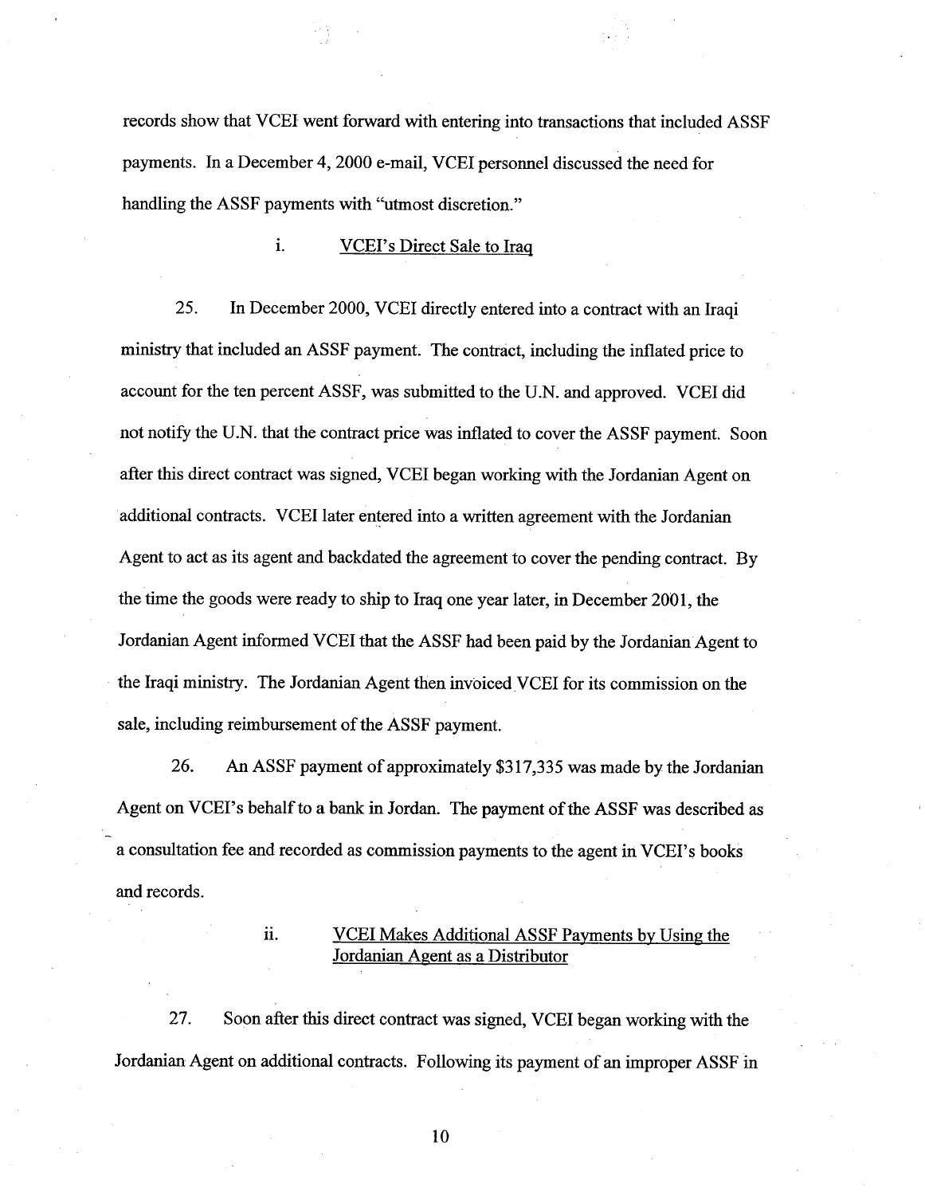records show that VCEI went forward with entering into transactions that included ASSF payments. In a December 4, 2000 e-mail, VCEI personnel discussed the need for handling the ASSF payments with "utmost discretion."

### i. VCEI's Direct Sale to Iraq

25. In December 2000, VCEI directly entered into a contract with an Iraqi ministry that included an ASSF payment. The contract, including the inflated price to account for the ten percent ASSF, was submitted to the U.N. and approved. VCEI did not notify the U.N. that the contract price was inflated to cover the ASSF payment. Soon after this direct contract was signed, VCEI began working with the Jordanian Agent on additional contracts. VCEI later entered into a written agreement with the Jordanian Agent to act as its agent and backdated the agreement to cover the pending contract. By the time the goods were ready to ship to Iraq one year later, in December 2001, the Jordanian Agent informed VCEI that the ASSF had been paid by the Jordanian Agent to the Iraqi ministry. The Jordanian Agent then invoiced VCEI for its commission on the sale, including reimbursement of the ASSF payment.

26. An ASSF payment of approximately $317,335 was made by the Jordanian Agent on VCEI's behalf to a bank in Jordan. The payment of the ASSF was described as a consultation fee and recorded as commission payments to the agent in VCEI's books and records.

### ii. VCEI Makes Additional ASSF Payments by Using the Jordanian Agent as a Distributor

27. Soon after this direct contract was signed, VCEI began working with the Jordanian Agent on additional contracts. Following its payment of an improper ASSF in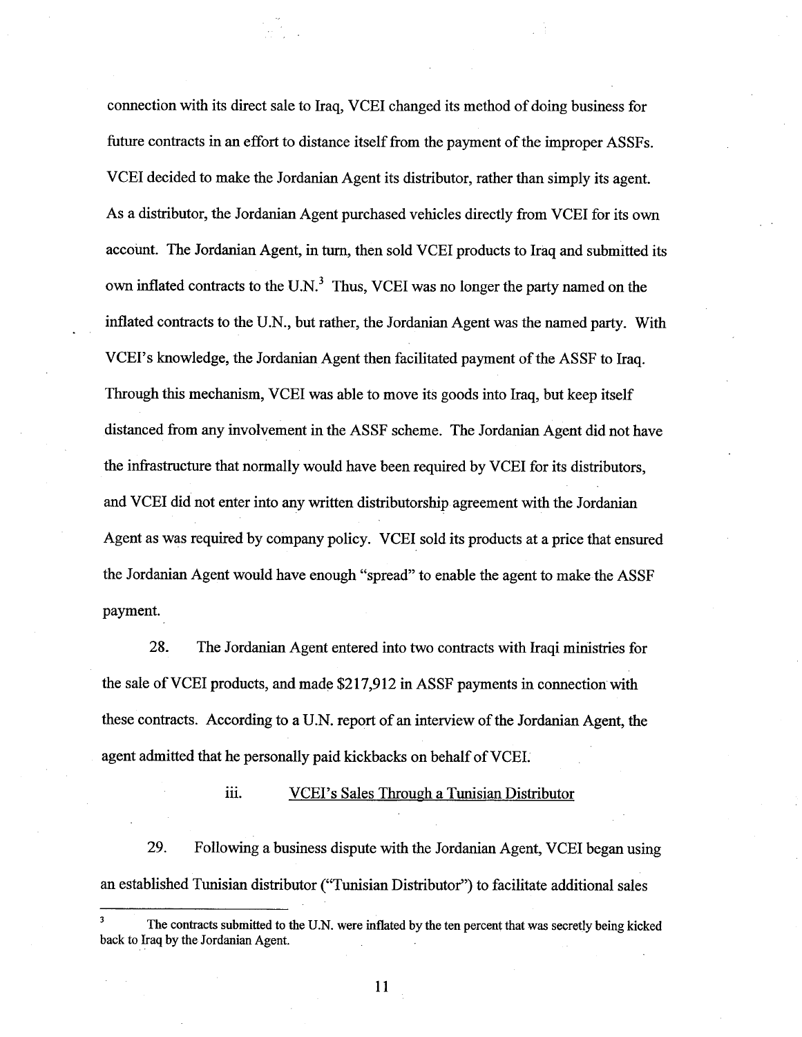connection with its direct sale to Iraq, VCEI changed its method of doing business for future contracts in an effort to distance itself from the payment of the improper ASSFs. VCEI decided to make the Jordanian Agent its distributor, rather than simply its agent. As a distributor, the Jordanian Agent purchased vehicles directly from VCEI for its own account. The Jordanian Agent, in turn, then sold VCEI products to Iraq and submitted its own inflated contracts to the U.N.[3] Thus, VCEI was no longer the party named on the inflated contracts to the U.N., but rather, the Jordanian Agent was the named party. With VCEI's knowledge, the Jordanian Agent then facilitated payment of the ASSF to Iraq. Through this mechanism, VCEI was able to move its goods into Iraq, but keep itself distanced from any involvement in the ASSF scheme. The Jordanian Agent did not have the infrastructure that normally would have been required by VCEI for its distributors, and VCEI did not enter into any written distributorship agreement with the Jordanian Agent as was required by company policy. VCEI sold its products at a price that ensured the Jordanian Agent would have enough "spread" to enable the agent to make the ASSF payment.

28. The Jordanian Agent entered into two contracts with Iraqi ministries for the sale of VCEI products, and made $217,912 in ASSF payments in connection with these contracts. According to a U.N. report of an interview of the Jordanian Agent, the agent admitted that he personally paid kickbacks on behalf of VCEI.

iii. VCEI's Sales Through a Tunisian Distributor

29. Following a business dispute with the Jordanian Agent, VCEI began using an established Tunisian distributor ("Tunisian Distributor") to facilitate additional sales

---

[3] The contracts submitted to the U.N. were inflated by the ten percent that was secretly being kicked back to Iraq by the Jordanian Agent.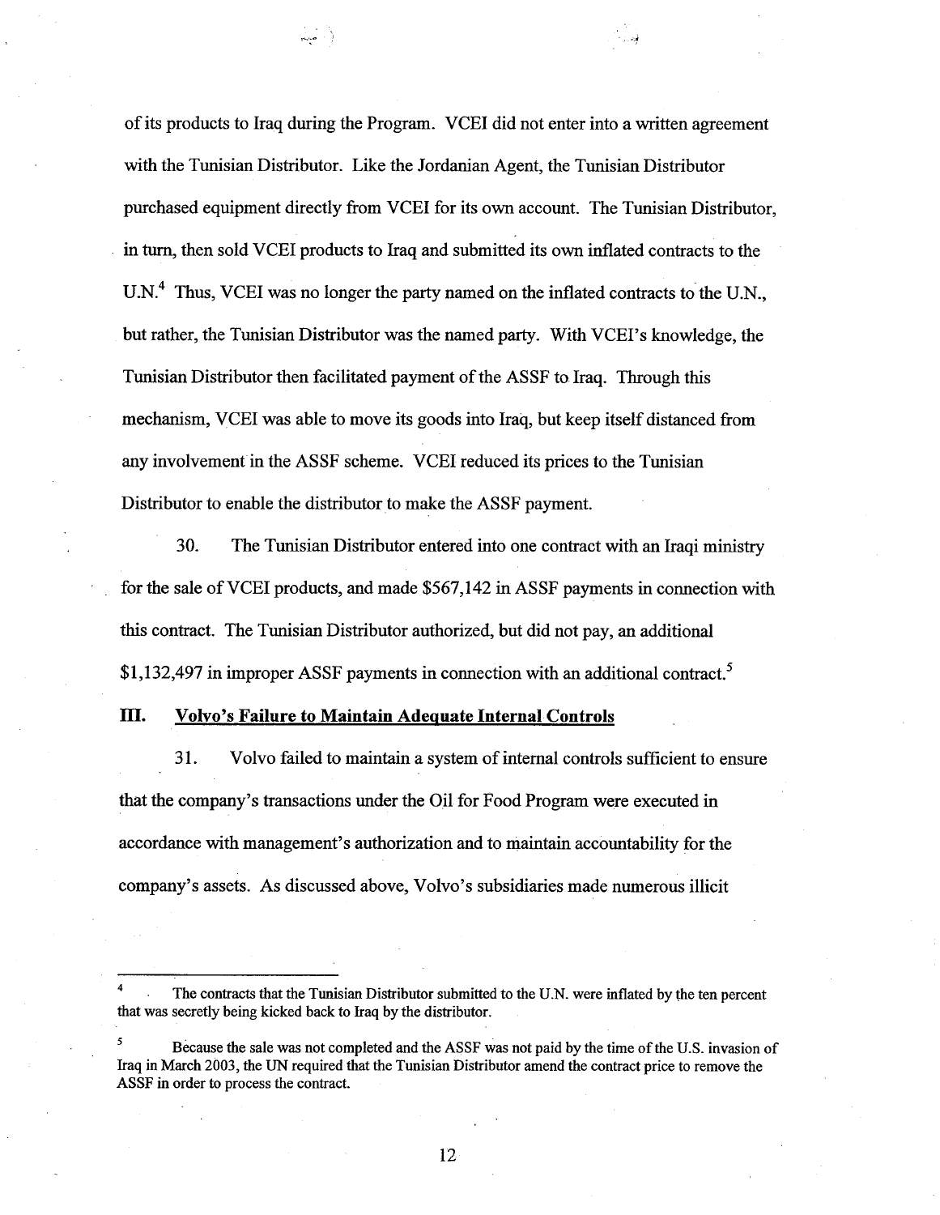of its products to Iraq during the Program. VCEI did not enter into a written agreement with the Tunisian Distributor. Like the Jordanian Agent, the Tunisian Distributor purchased equipment directly from VCEI for its own account. The Tunisian Distributor, in turn, then sold VCEI products to Iraq and submitted its own inflated contracts to the U.N.[4] Thus, VCEI was no longer the party named on the inflated contracts to the U.N., but rather, the Tunisian Distributor was the named party. With VCEI's knowledge, the Tunisian Distributor then facilitated payment of the ASSF to Iraq. Through this mechanism, VCEI was able to move its goods into Iraq, but keep itself distanced from any involvement in the ASSF scheme. VCEI reduced its prices to the Tunisian Distributor to enable the distributor to make the ASSF payment.

30. The Tunisian Distributor entered into one contract with an Iraqi ministry for the sale of VCEI products, and made $567,142 in ASSF payments in connection with this contract. The Tunisian Distributor authorized, but did not pay, an additional $1,132,497 in improper ASSF payments in connection with an additional contract.[5]

## III. Volvo's Failure to Maintain Adequate Internal Controls

31. Volvo failed to maintain a system of internal controls sufficient to ensure that the company's transactions under the Oil for Food Program were executed in accordance with management's authorization and to maintain accountability for the company's assets. As discussed above, Volvo's subsidiaries made numerous illicit

---

[4] The contracts that the Tunisian Distributor submitted to the U.N. were inflated by the ten percent that was secretly being kicked back to Iraq by the distributor.

[5] Because the sale was not completed and the ASSF was not paid by the time of the U.S. invasion of Iraq in March 2003, the UN required that the Tunisian Distributor amend the contract price to remove the ASSF in order to process the contract.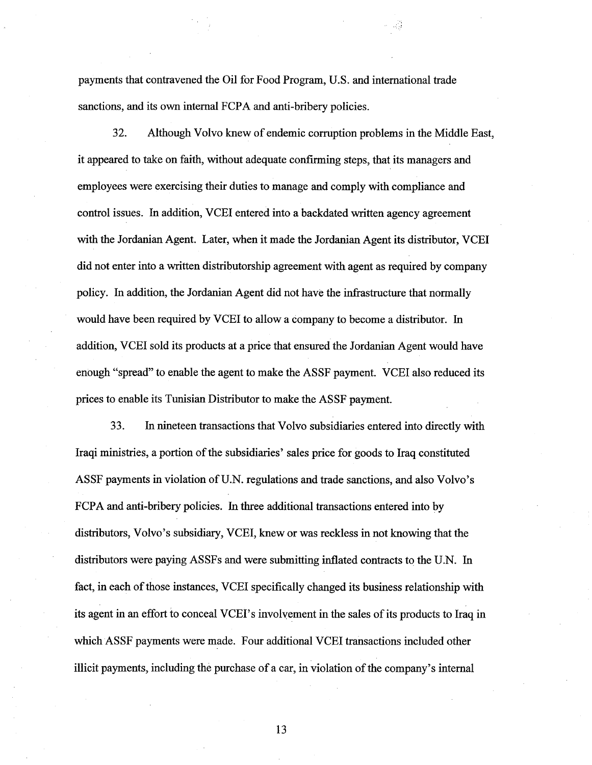payments that contravened the Oil for Food Program, U.S. and international trade sanctions, and its own internal FCPA and anti-bribery policies.

32. Although Volvo knew of endemic corruption problems in the Middle East, it appeared to take on faith, without adequate confirming steps, that its managers and employees were exercising their duties to manage and comply with compliance and control issues. In addition, VCEI entered into a backdated written agency agreement with the Jordanian Agent. Later, when it made the Jordanian Agent its distributor, VCEI did not enter into a written distributorship agreement with agent as required by company policy. In addition, the Jordanian Agent did not have the infrastructure that normally would have been required by VCEI to allow a company to become a distributor. In addition, VCEI sold its products at a price that ensured the Jordanian Agent would have enough "spread" to enable the agent to make the ASSF payment. VCEI also reduced its prices to enable its Tunisian Distributor to make the ASSF payment.

33. In nineteen transactions that Volvo subsidiaries entered into directly with Iraqi ministries, a portion of the subsidiaries' sales price for goods to Iraq constituted ASSF payments in violation of U.N. regulations and trade sanctions, and also Volvo's FCPA and anti-bribery policies. In three additional transactions entered into by distributors, Volvo's subsidiary, VCEI, knew or was reckless in not knowing that the distributors were paying ASSFs and were submitting inflated contracts to the U.N. In fact, in each of those instances, VCEI specifically changed its business relationship with its agent in an effort to conceal VCEI's involvement in the sales of its products to Iraq in which ASSF payments were made. Four additional VCEI transactions included other illicit payments, including the purchase of a car, in violation of the company's internal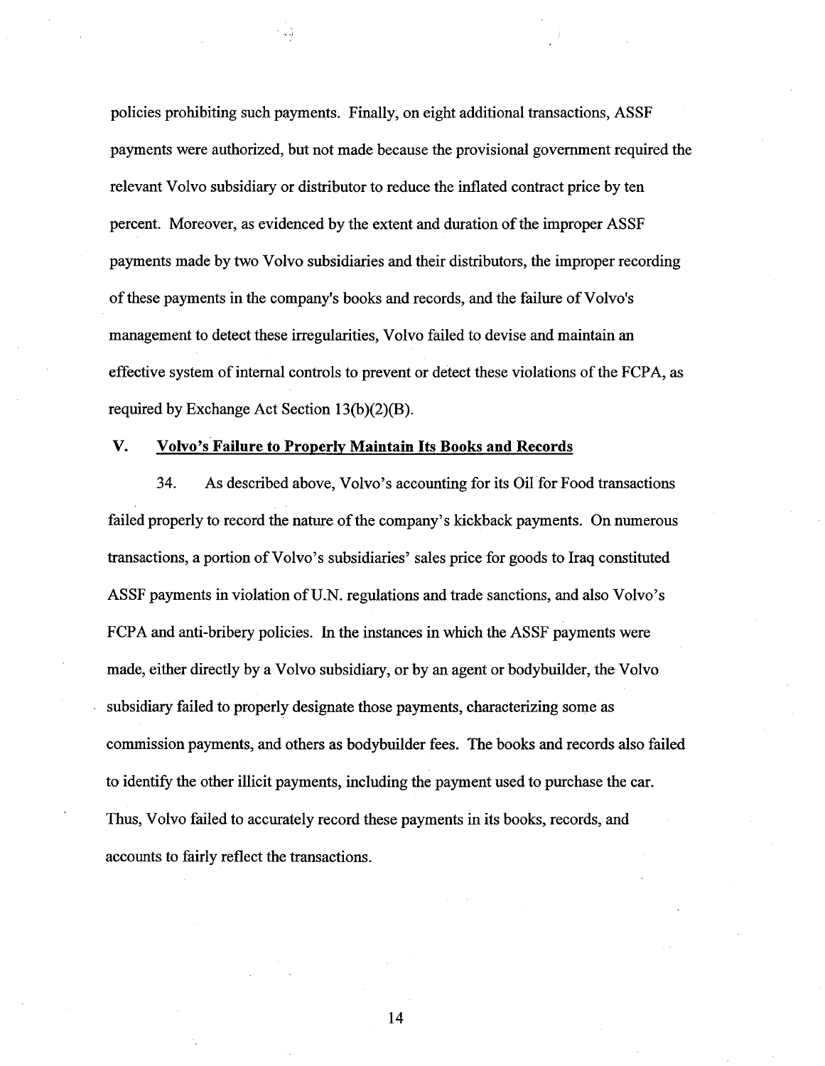policies prohibiting such payments. Finally, on eight additional transactions, ASSF payments were authorized, but not made because the provisional government required the relevant Volvo subsidiary or distributor to reduce the inflated contract price by ten percent. Moreover, as evidenced by the extent and duration of the improper ASSF payments made by two Volvo subsidiaries and their distributors, the improper recording of these payments in the company's books and records, and the failure of Volvo's management to detect these irregularities, Volvo failed to devise and maintain an effective system of internal controls to prevent or detect these violations of the FCPA, as required by Exchange Act Section 13(b)(2)(B).

## V. Volvo's Failure to Properly Maintain Its Books and Records

34. As described above, Volvo's accounting for its Oil for Food transactions failed properly to record the nature of the company's kickback payments. On numerous transactions, a portion of Volvo's subsidiaries' sales price for goods to Iraq constituted ASSF payments in violation of U.N. regulations and trade sanctions, and also Volvo's FCPA and anti-bribery policies. In the instances in which the ASSF payments were made, either directly by a Volvo subsidiary, or by an agent or bodybuilder, the Volvo subsidiary failed to properly designate those payments, characterizing some as commission payments, and others as bodybuilder fees. The books and records also failed to identify the other illicit payments, including the payment used to purchase the car. Thus, Volvo failed to accurately record these payments in its books, records, and accounts to fairly reflect the transactions.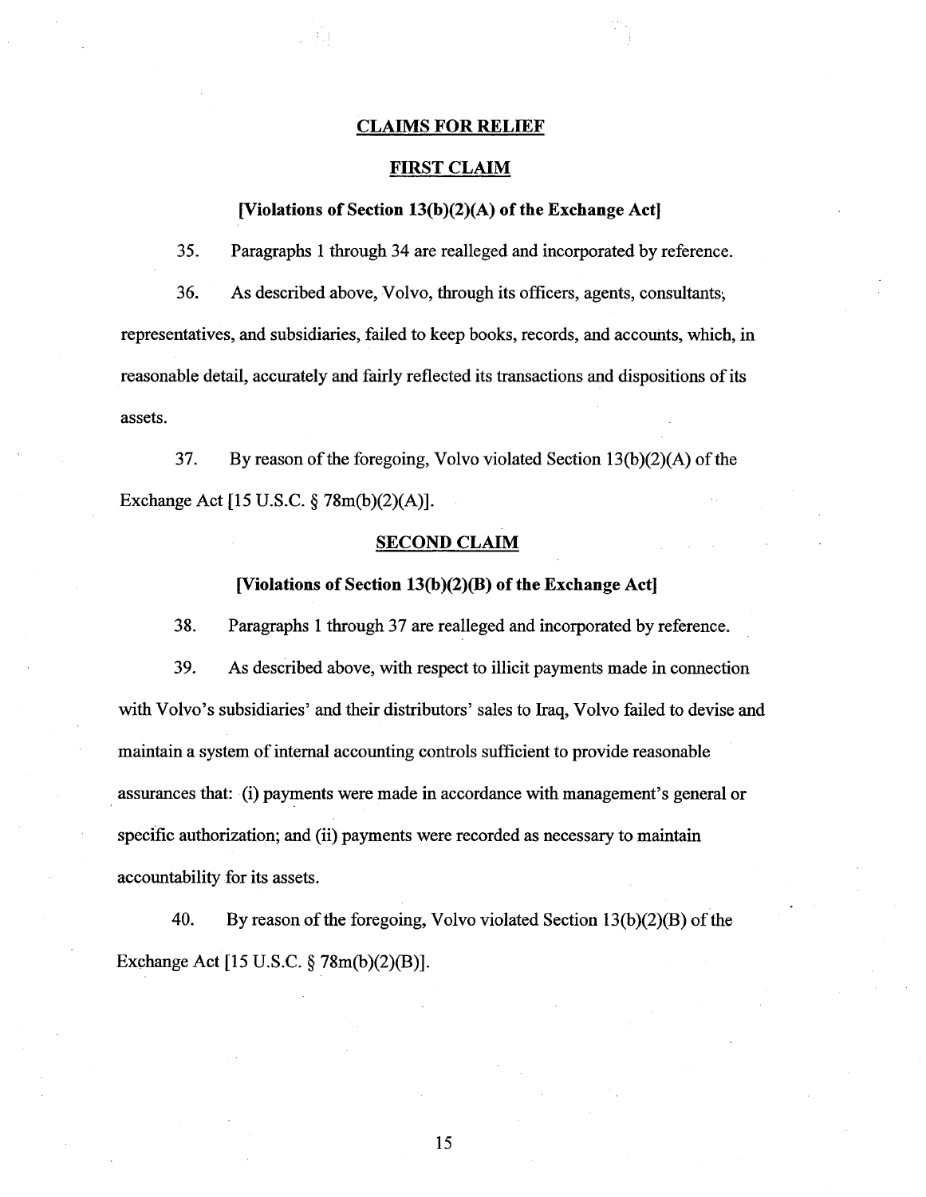## CLAIMS FOR RELIEF

### FIRST CLAIM

### [Violations of Section 13(b)(2)(A) of the Exchange Act]

35. Paragraphs 1 through 34 are realleged and incorporated by reference.

36. As described above, Volvo, through its officers, agents, consultants, representatives, and subsidiaries, failed to keep books, records, and accounts, which, in reasonable detail, accurately and fairly reflected its transactions and dispositions of its assets.

37. By reason of the foregoing, Volvo violated Section 13(b)(2)(A) of the Exchange Act [15 U.S.C. § 78m(b)(2)(A)].

### SECOND CLAIM

### [Violations of Section 13(b)(2)(B) of the Exchange Act]

38. Paragraphs 1 through 37 are realleged and incorporated by reference.

39. As described above, with respect to illicit payments made in connection with Volvo's subsidiaries' and their distributors' sales to Iraq, Volvo failed to devise and maintain a system of internal accounting controls sufficient to provide reasonable assurances that: (i) payments were made in accordance with management's general or specific authorization; and (ii) payments were recorded as necessary to maintain accountability for its assets.

40. By reason of the foregoing, Volvo violated Section 13(b)(2)(B) of the Exchange Act [15 U.S.C. § 78m(b)(2)(B)].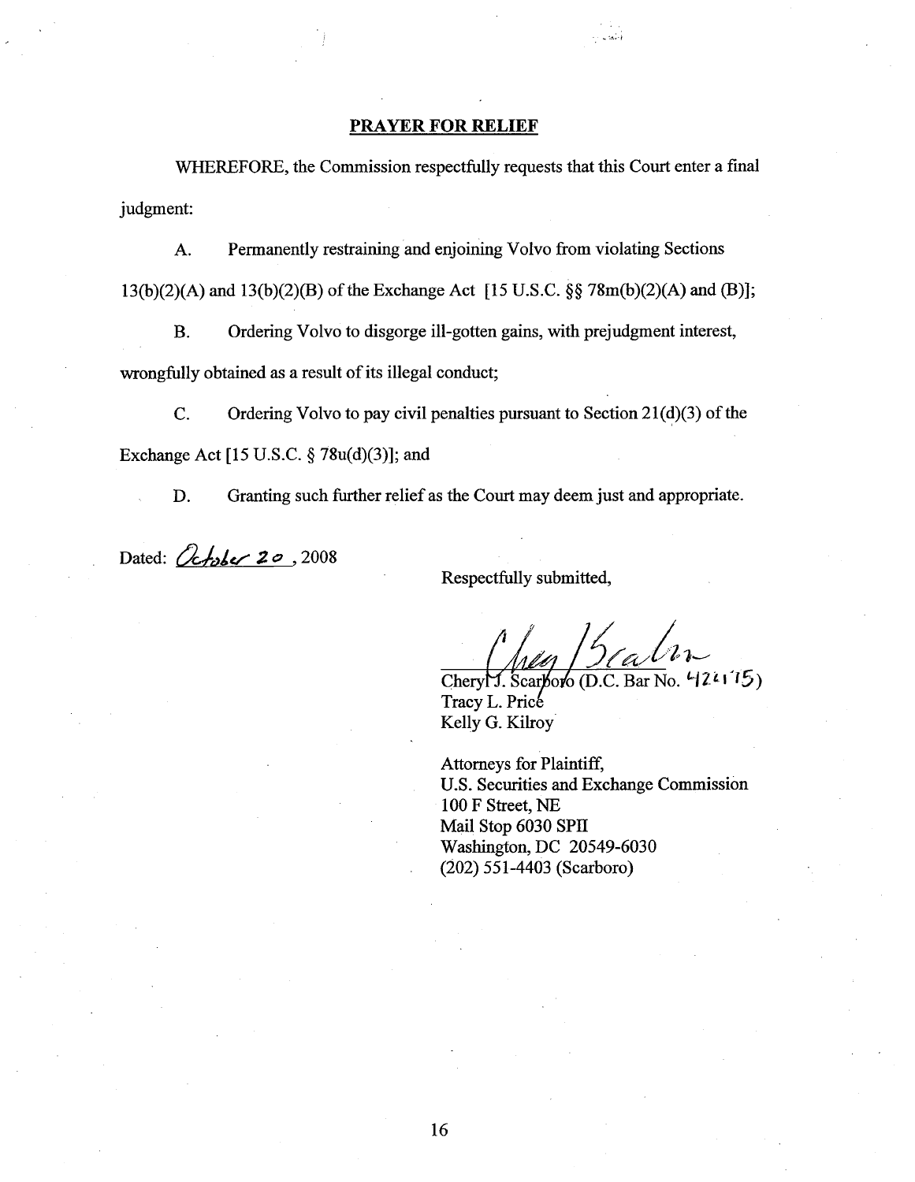## PRAYER FOR RELIEF

WHEREFORE, the Commission respectfully requests that this Court enter a final judgment:

A. Permanently restraining and enjoining Volvo from violating Sections 13(b)(2)(A) and 13(b)(2)(B) of the Exchange Act [15 U.S.C. §§ 78m(b)(2)(A) and (B)];

B. Ordering Volvo to disgorge ill-gotten gains, with prejudgment interest, wrongfully obtained as a result of its illegal conduct;

C. Ordering Volvo to pay civil penalties pursuant to Section 21(d)(3) of the Exchange Act [15 U.S.C. § 78u(d)(3)]; and

D. Granting such further relief as the Court may deem just and appropriate.

Dated: *October 20*, 2008

Respectfully submitted,

Cheryl J. Scarboro (D.C. Bar No. 422175)
Tracy L. Price
Kelly G. Kilroy

Attorneys for Plaintiff,
U.S. Securities and Exchange Commission
100 F Street, NE
Mail Stop 6030 SPII
Washington, DC 20549-6030
(202) 551-4403 (Scarboro)